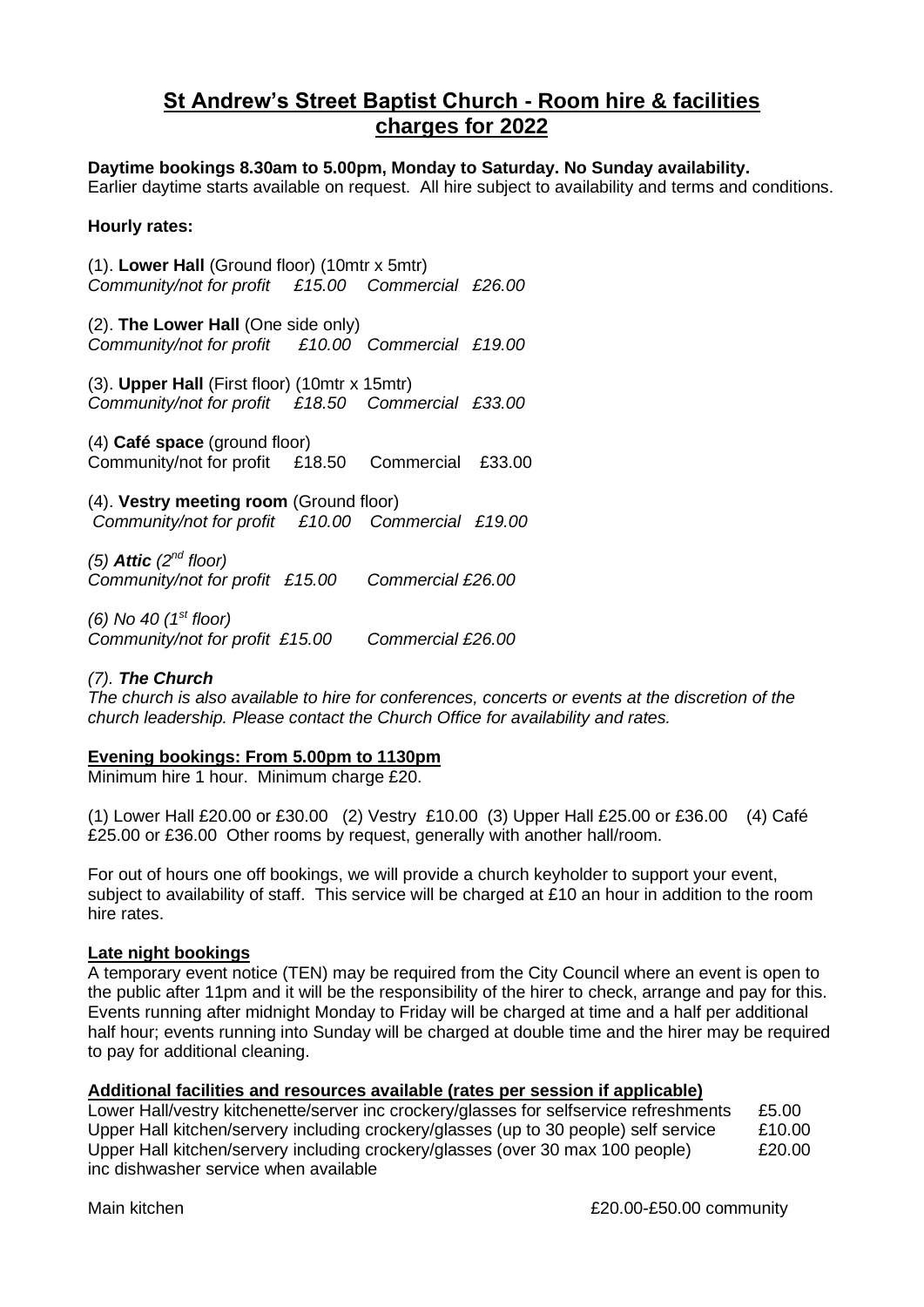# St Andrew's Street Baptist Church - Room hire & facilities charges for 2022

**Daytime bookings 8.30am to 5.00pm, Monday to Saturday. No Sunday availability.**
Earlier daytime starts available on request. All hire subject to availability and terms and conditions.

**Hourly rates:**

(1). **Lower Hall** (Ground floor) (10mtr x 5mtr)
*Community/not for profit £15.00 Commercial £26.00*

(2). **The Lower Hall** (One side only)
*Community/not for profit £10.00 Commercial £19.00*

(3). **Upper Hall** (First floor) (10mtr x 15mtr)
*Community/not for profit £18.50 Commercial £33.00*

(4) **Café space** (ground floor)
Community/not for profit £18.50 Commercial £33.00

(4). **Vestry meeting room** (Ground floor)
*Community/not for profit £10.00 Commercial £19.00*

*(5) **Attic** (2nd floor)*
*Community/not for profit £15.00 Commercial £26.00*

*(6) No 40 (1st floor)*
*Community/not for profit £15.00 Commercial £26.00*

*(7). **The Church***
*The church is also available to hire for conferences, concerts or events at the discretion of the church leadership. Please contact the Church Office for availability and rates.*

**Evening bookings: From 5.00pm to 1130pm**
Minimum hire 1 hour. Minimum charge £20.

(1) Lower Hall £20.00 or £30.00 (2) Vestry £10.00 (3) Upper Hall £25.00 or £36.00 (4) Café £25.00 or £36.00 Other rooms by request, generally with another hall/room.

For out of hours one off bookings, we will provide a church keyholder to support your event, subject to availability of staff. This service will be charged at £10 an hour in addition to the room hire rates.

**Late night bookings**
A temporary event notice (TEN) may be required from the City Council where an event is open to the public after 11pm and it will be the responsibility of the hirer to check, arrange and pay for this. Events running after midnight Monday to Friday will be charged at time and a half per additional half hour; events running into Sunday will be charged at double time and the hirer may be required to pay for additional cleaning.

**Additional facilities and resources available (rates per session if applicable)**

| | |
|---|---|
| Lower Hall/vestry kitchenette/server inc crockery/glasses for selfservice refreshments | £5.00 |
| Upper Hall kitchen/servery including crockery/glasses (up to 30 people) self service | £10.00 |
| Upper Hall kitchen/servery including crockery/glasses (over 30 max 100 people) inc dishwasher service when available | £20.00 |
| Main kitchen | £20.00-£50.00 community |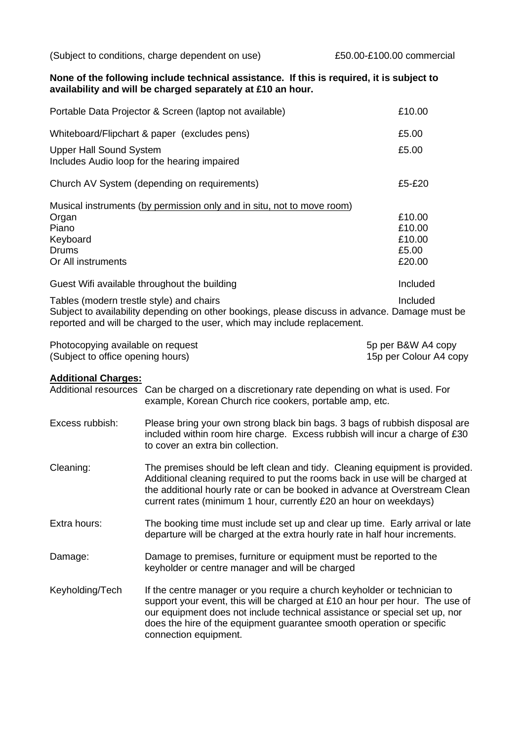| | |
|---|---|
| (Subject to conditions, charge dependent on use) | £50.00-£100.00 commercial |

**None of the following include technical assistance. If this is required, it is subject to availability and will be charged separately at £10 an hour.**

| | |
|---|---|
| Portable Data Projector & Screen (laptop not available) | £10.00 |
| Whiteboard/Flipchart & paper (excludes pens) | £5.00 |
| Upper Hall Sound System<br>Includes Audio loop for the hearing impaired | £5.00 |
| Church AV System (depending on requirements) | £5-£20 |
| Musical instruments (by permission only and in situ, not to move room) | |
| Organ | £10.00 |
| Piano | £10.00 |
| Keyboard | £10.00 |
| Drums | £5.00 |
| Or All instruments | £20.00 |
| Guest Wifi available throughout the building | Included |
| Tables (modern trestle style) and chairs | Included |

Subject to availability depending on other bookings, please discuss in advance. Damage must be reported and will be charged to the user, which may include replacement.

| | |
|---|---|
| Photocopying available on request | 5p per B&W A4 copy |
| (Subject to office opening hours) | 15p per Colour A4 copy |

**Additional Charges:**

| | |
|---|---|
| Additional resources | Can be charged on a discretionary rate depending on what is used. For example, Korean Church rice cookers, portable amp, etc. |
| Excess rubbish: | Please bring your own strong black bin bags. 3 bags of rubbish disposal are included within room hire charge. Excess rubbish will incur a charge of £30 to cover an extra bin collection. |
| Cleaning: | The premises should be left clean and tidy. Cleaning equipment is provided. Additional cleaning required to put the rooms back in use will be charged at the additional hourly rate or can be booked in advance at Overstream Clean current rates (minimum 1 hour, currently £20 an hour on weekdays) |
| Extra hours: | The booking time must include set up and clear up time. Early arrival or late departure will be charged at the extra hourly rate in half hour increments. |
| Damage: | Damage to premises, furniture or equipment must be reported to the keyholder or centre manager and will be charged |
| Keyholding/Tech | If the centre manager or you require a church keyholder or technician to support your event, this will be charged at £10 an hour per hour. The use of our equipment does not include technical assistance or special set up, nor does the hire of the equipment guarantee smooth operation or specific connection equipment. |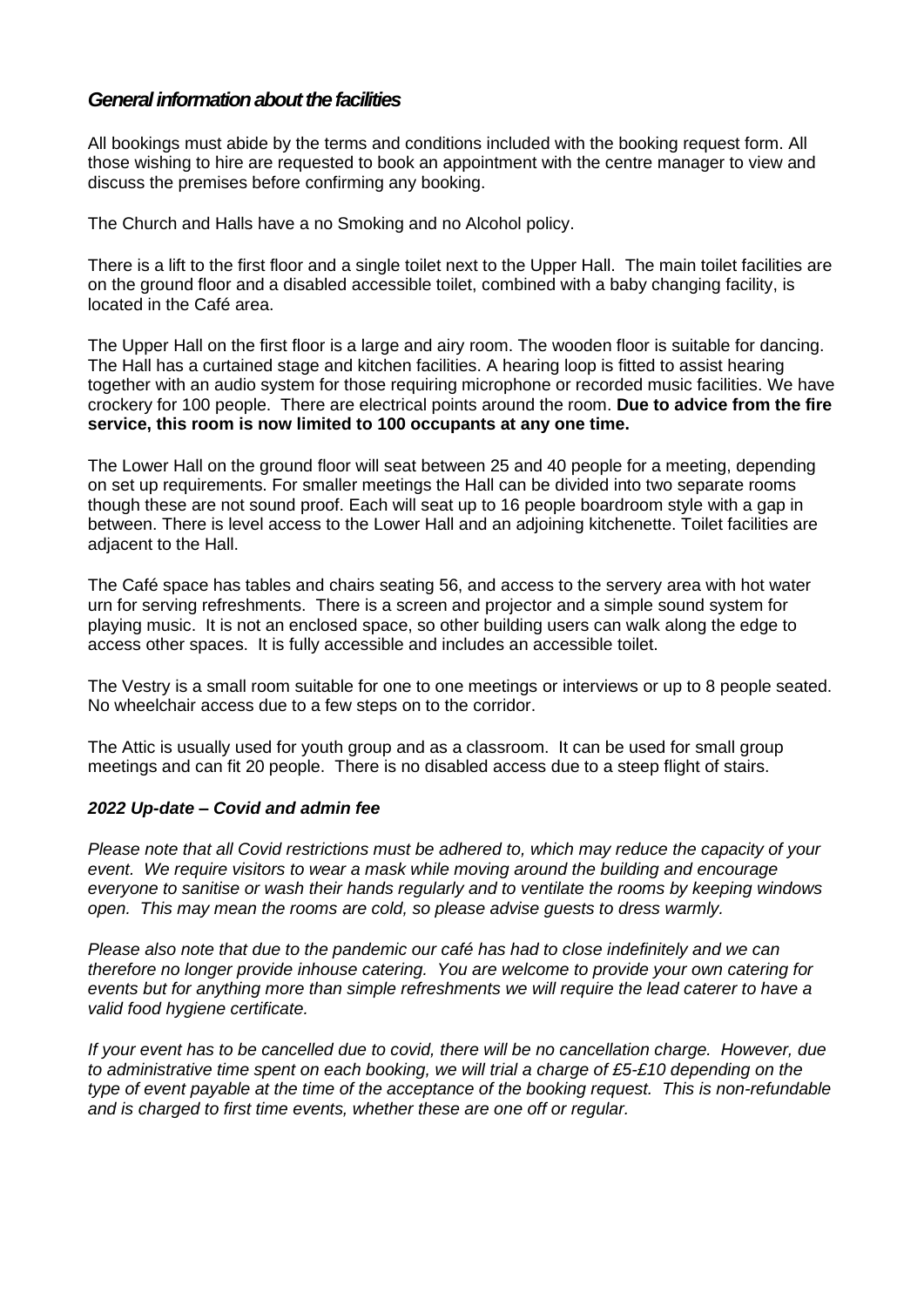## *General information about the facilities*

All bookings must abide by the terms and conditions included with the booking request form. All those wishing to hire are requested to book an appointment with the centre manager to view and discuss the premises before confirming any booking.

The Church and Halls have a no Smoking and no Alcohol policy.

There is a lift to the first floor and a single toilet next to the Upper Hall. The main toilet facilities are on the ground floor and a disabled accessible toilet, combined with a baby changing facility, is located in the Café area.

The Upper Hall on the first floor is a large and airy room. The wooden floor is suitable for dancing. The Hall has a curtained stage and kitchen facilities. A hearing loop is fitted to assist hearing together with an audio system for those requiring microphone or recorded music facilities. We have crockery for 100 people. There are electrical points around the room. **Due to advice from the fire service, this room is now limited to 100 occupants at any one time.**

The Lower Hall on the ground floor will seat between 25 and 40 people for a meeting, depending on set up requirements. For smaller meetings the Hall can be divided into two separate rooms though these are not sound proof. Each will seat up to 16 people boardroom style with a gap in between. There is level access to the Lower Hall and an adjoining kitchenette. Toilet facilities are adjacent to the Hall.

The Café space has tables and chairs seating 56, and access to the servery area with hot water urn for serving refreshments. There is a screen and projector and a simple sound system for playing music. It is not an enclosed space, so other building users can walk along the edge to access other spaces. It is fully accessible and includes an accessible toilet.

The Vestry is a small room suitable for one to one meetings or interviews or up to 8 people seated. No wheelchair access due to a few steps on to the corridor.

The Attic is usually used for youth group and as a classroom. It can be used for small group meetings and can fit 20 people. There is no disabled access due to a steep flight of stairs.

### *2022 Up-date – Covid and admin fee*

*Please note that all Covid restrictions must be adhered to, which may reduce the capacity of your event. We require visitors to wear a mask while moving around the building and encourage everyone to sanitise or wash their hands regularly and to ventilate the rooms by keeping windows open. This may mean the rooms are cold, so please advise guests to dress warmly.*

*Please also note that due to the pandemic our café has had to close indefinitely and we can therefore no longer provide inhouse catering. You are welcome to provide your own catering for events but for anything more than simple refreshments we will require the lead caterer to have a valid food hygiene certificate.*

*If your event has to be cancelled due to covid, there will be no cancellation charge. However, due to administrative time spent on each booking, we will trial a charge of £5-£10 depending on the type of event payable at the time of the acceptance of the booking request. This is non-refundable and is charged to first time events, whether these are one off or regular.*